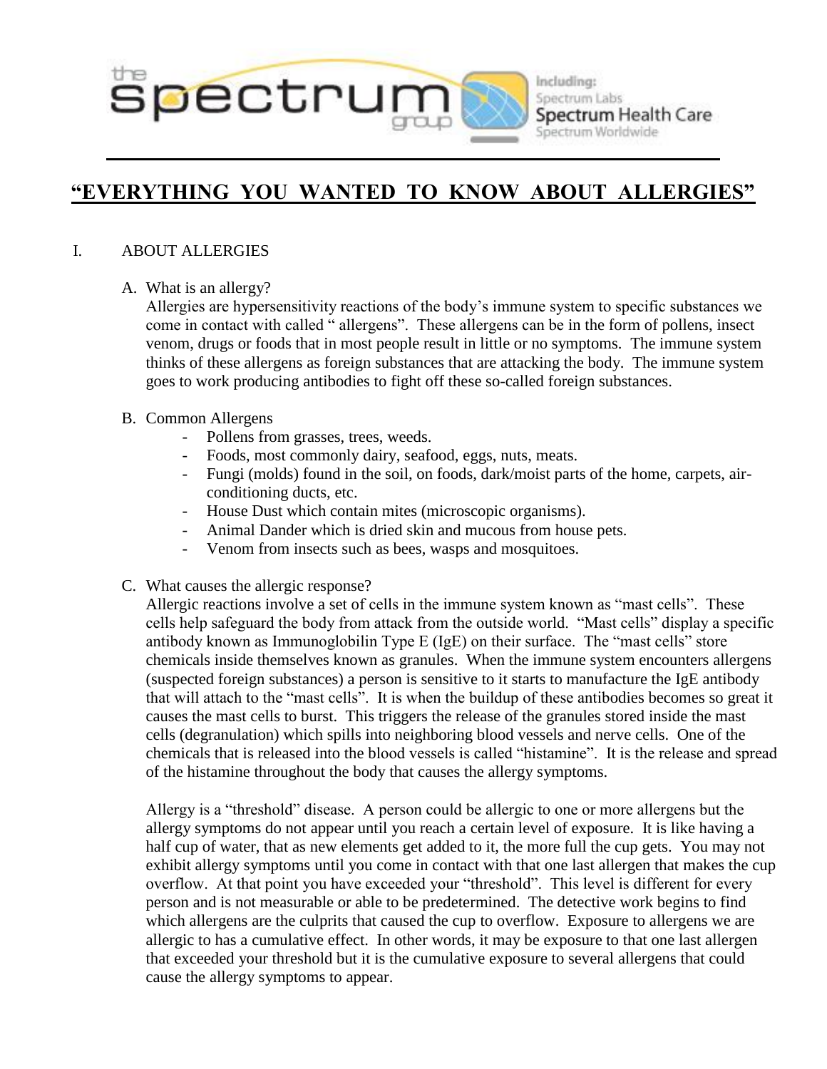# "EVERYTHING YOU WANTED TO KNOW ABOUT ALLERGIES"

## I. ABOUT ALLERGIES

### A. What is an allergy?

Allergies are hypersensitivity reactions of the body's immune system to specific substances we come in contact with called " allergens". These allergens can be in the form of pollens, insect venom, drugs or foods that in most people result in little or no symptoms. The immune system thinks of these allergens as foreign substances that are attacking the body. The immune system goes to work producing antibodies to fight off these so-called foreign substances.

### B. Common Allergens

- Pollens from grasses, trees, weeds.
- Foods, most commonly dairy, seafood, eggs, nuts, meats.
- Fungi (molds) found in the soil, on foods, dark/moist parts of the home, carpets, air-conditioning ducts, etc.
- House Dust which contain mites (microscopic organisms).
- Animal Dander which is dried skin and mucous from house pets.
- Venom from insects such as bees, wasps and mosquitoes.

### C. What causes the allergic response?

Allergic reactions involve a set of cells in the immune system known as "mast cells". These cells help safeguard the body from attack from the outside world. "Mast cells" display a specific antibody known as Immunoglobilin Type E (IgE) on their surface. The "mast cells" store chemicals inside themselves known as granules. When the immune system encounters allergens (suspected foreign substances) a person is sensitive to it starts to manufacture the IgE antibody that will attach to the "mast cells". It is when the buildup of these antibodies becomes so great it causes the mast cells to burst. This triggers the release of the granules stored inside the mast cells (degranulation) which spills into neighboring blood vessels and nerve cells. One of the chemicals that is released into the blood vessels is called "histamine". It is the release and spread of the histamine throughout the body that causes the allergy symptoms.

Allergy is a "threshold" disease. A person could be allergic to one or more allergens but the allergy symptoms do not appear until you reach a certain level of exposure. It is like having a half cup of water, that as new elements get added to it, the more full the cup gets. You may not exhibit allergy symptoms until you come in contact with that one last allergen that makes the cup overflow. At that point you have exceeded your "threshold". This level is different for every person and is not measurable or able to be predetermined. The detective work begins to find which allergens are the culprits that caused the cup to overflow. Exposure to allergens we are allergic to has a cumulative effect. In other words, it may be exposure to that one last allergen that exceeded your threshold but it is the cumulative exposure to several allergens that could cause the allergy symptoms to appear.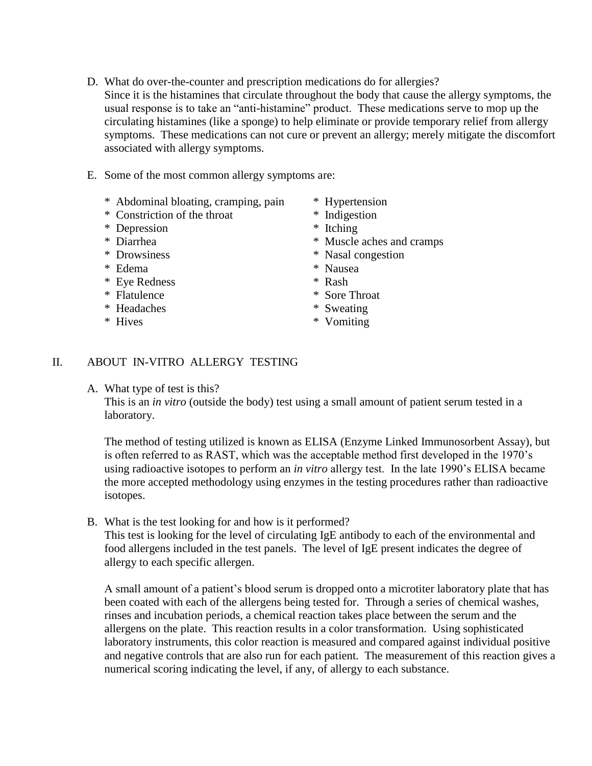D. What do over-the-counter and prescription medications do for allergies?
Since it is the histamines that circulate throughout the body that cause the allergy symptoms, the usual response is to take an "anti-histamine" product. These medications serve to mop up the circulating histamines (like a sponge) to help eliminate or provide temporary relief from allergy symptoms. These medications can not cure or prevent an allergy; merely mitigate the discomfort associated with allergy symptoms.

E. Some of the most common allergy symptoms are:

* Abdominal bloating, cramping, pain
* Constriction of the throat
* Depression
* Diarrhea
* Drowsiness
* Edema
* Eye Redness
* Flatulence
* Headaches
* Hives
* Hypertension
* Indigestion
* Itching
* Muscle aches and cramps
* Nasal congestion
* Nausea
* Rash
* Sore Throat
* Sweating
* Vomiting

## II. ABOUT IN-VITRO ALLERGY TESTING

A. What type of test is this?
This is an *in vitro* (outside the body) test using a small amount of patient serum tested in a laboratory.

The method of testing utilized is known as ELISA (Enzyme Linked Immunosorbent Assay), but is often referred to as RAST, which was the acceptable method first developed in the 1970's using radioactive isotopes to perform an *in vitro* allergy test. In the late 1990's ELISA became the more accepted methodology using enzymes in the testing procedures rather than radioactive isotopes.

B. What is the test looking for and how is it performed?
This test is looking for the level of circulating IgE antibody to each of the environmental and food allergens included in the test panels. The level of IgE present indicates the degree of allergy to each specific allergen.

A small amount of a patient's blood serum is dropped onto a microtiter laboratory plate that has been coated with each of the allergens being tested for. Through a series of chemical washes, rinses and incubation periods, a chemical reaction takes place between the serum and the allergens on the plate. This reaction results in a color transformation. Using sophisticated laboratory instruments, this color reaction is measured and compared against individual positive and negative controls that are also run for each patient. The measurement of this reaction gives a numerical scoring indicating the level, if any, of allergy to each substance.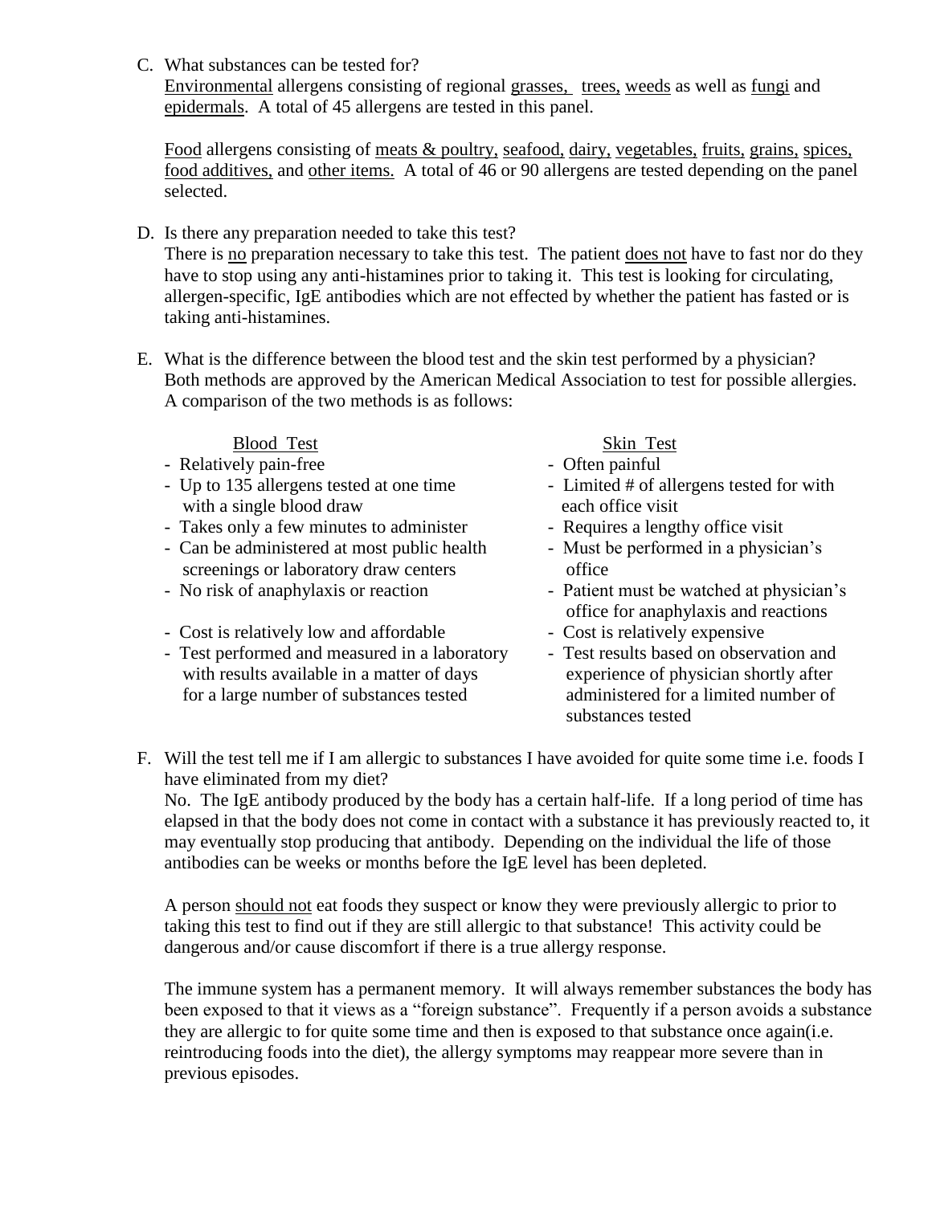C. What substances can be tested for?
   Environmental allergens consisting of regional grasses, trees, weeds as well as fungi and epidermals. A total of 45 allergens are tested in this panel.

   Food allergens consisting of meats & poultry, seafood, dairy, vegetables, fruits, grains, spices, food additives, and other items. A total of 46 or 90 allergens are tested depending on the panel selected.

D. Is there any preparation needed to take this test?
   There is no preparation necessary to take this test. The patient does not have to fast nor do they have to stop using any anti-histamines prior to taking it. This test is looking for circulating, allergen-specific, IgE antibodies which are not effected by whether the patient has fasted or is taking anti-histamines.

E. What is the difference between the blood test and the skin test performed by a physician?
   Both methods are approved by the American Medical Association to test for possible allergies. A comparison of the two methods is as follows:

| Blood Test | Skin Test |
|---|---|
| - Relatively pain-free | - Often painful |
| - Up to 135 allergens tested at one time with a single blood draw | - Limited # of allergens tested for with each office visit |
| - Takes only a few minutes to administer | - Requires a lengthy office visit |
| - Can be administered at most public health screenings or laboratory draw centers | - Must be performed in a physician's office |
| - No risk of anaphylaxis or reaction | - Patient must be watched at physician's office for anaphylaxis and reactions |
| - Cost is relatively low and affordable | - Cost is relatively expensive |
| - Test performed and measured in a laboratory with results available in a matter of days for a large number of substances tested | - Test results based on observation and experience of physician shortly after administered for a limited number of substances tested |

F. Will the test tell me if I am allergic to substances I have avoided for quite some time i.e. foods I have eliminated from my diet?
   No. The IgE antibody produced by the body has a certain half-life. If a long period of time has elapsed in that the body does not come in contact with a substance it has previously reacted to, it may eventually stop producing that antibody. Depending on the individual the life of those antibodies can be weeks or months before the IgE level has been depleted.

   A person should not eat foods they suspect or know they were previously allergic to prior to taking this test to find out if they are still allergic to that substance! This activity could be dangerous and/or cause discomfort if there is a true allergy response.

   The immune system has a permanent memory. It will always remember substances the body has been exposed to that it views as a "foreign substance". Frequently if a person avoids a substance they are allergic to for quite some time and then is exposed to that substance once again(i.e. reintroducing foods into the diet), the allergy symptoms may reappear more severe than in previous episodes.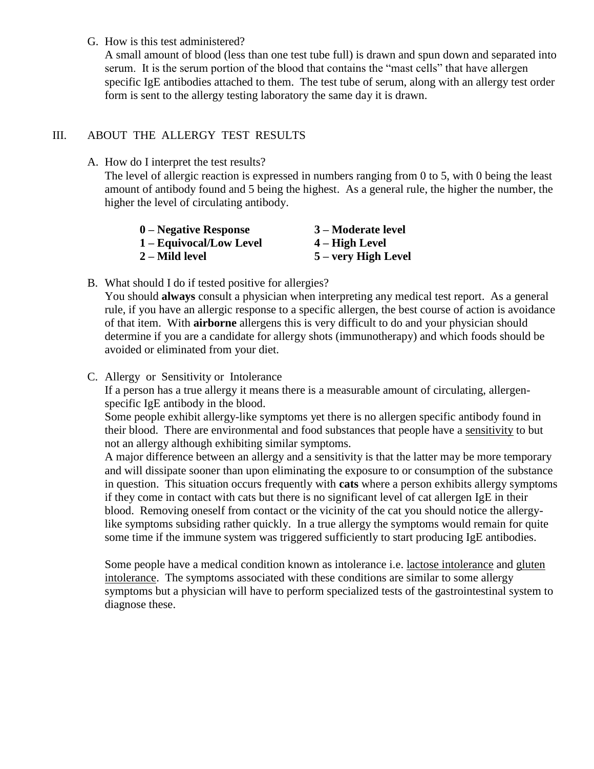G. How is this test administered?

A small amount of blood (less than one test tube full) is drawn and spun down and separated into serum. It is the serum portion of the blood that contains the "mast cells" that have allergen specific IgE antibodies attached to them. The test tube of serum, along with an allergy test order form is sent to the allergy testing laboratory the same day it is drawn.

## III. ABOUT THE ALLERGY TEST RESULTS

A. How do I interpret the test results?

The level of allergic reaction is expressed in numbers ranging from 0 to 5, with 0 being the least amount of antibody found and 5 being the highest. As a general rule, the higher the number, the higher the level of circulating antibody.

**0 – Negative Response**
**1 – Equivocal/Low Level**
**2 – Mild level**
**3 – Moderate level**
**4 – High Level**
**5 – very High Level**

B. What should I do if tested positive for allergies?

You should **always** consult a physician when interpreting any medical test report. As a general rule, if you have an allergic response to a specific allergen, the best course of action is avoidance of that item. With **airborne** allergens this is very difficult to do and your physician should determine if you are a candidate for allergy shots (immunotherapy) and which foods should be avoided or eliminated from your diet.

C. Allergy or Sensitivity or Intolerance

If a person has a true allergy it means there is a measurable amount of circulating, allergen-specific IgE antibody in the blood.

Some people exhibit allergy-like symptoms yet there is no allergen specific antibody found in their blood. There are environmental and food substances that people have a <u>sensitivity</u> to but not an allergy although exhibiting similar symptoms.

A major difference between an allergy and a sensitivity is that the latter may be more temporary and will dissipate sooner than upon eliminating the exposure to or consumption of the substance in question. This situation occurs frequently with **cats** where a person exhibits allergy symptoms if they come in contact with cats but there is no significant level of cat allergen IgE in their blood. Removing oneself from contact or the vicinity of the cat you should notice the allergy-like symptoms subsiding rather quickly. In a true allergy the symptoms would remain for quite some time if the immune system was triggered sufficiently to start producing IgE antibodies.

Some people have a medical condition known as intolerance i.e. <u>lactose intolerance</u> and <u>gluten intolerance</u>. The symptoms associated with these conditions are similar to some allergy symptoms but a physician will have to perform specialized tests of the gastrointestinal system to diagnose these.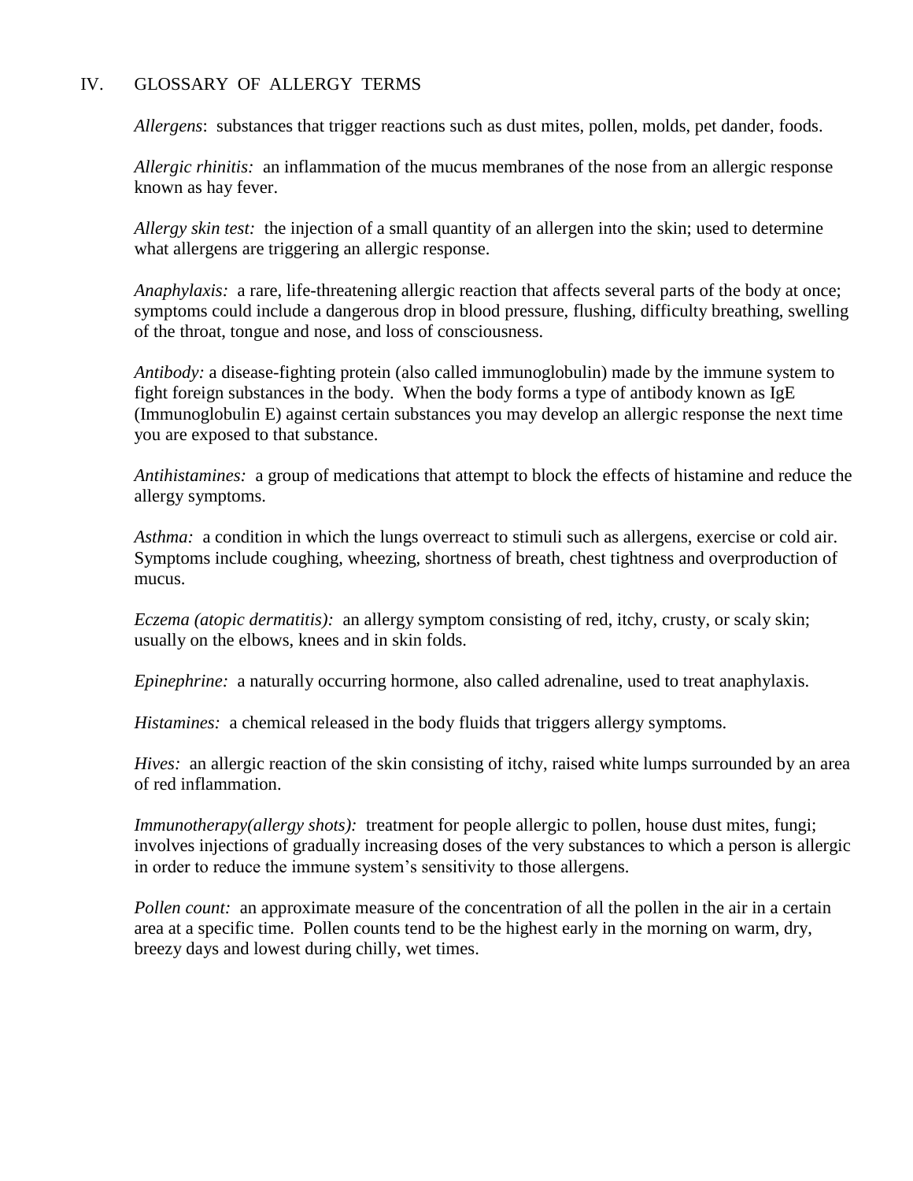## IV. GLOSSARY OF ALLERGY TERMS

*Allergens*: substances that trigger reactions such as dust mites, pollen, molds, pet dander, foods.

*Allergic rhinitis:* an inflammation of the mucus membranes of the nose from an allergic response known as hay fever.

*Allergy skin test:* the injection of a small quantity of an allergen into the skin; used to determine what allergens are triggering an allergic response.

*Anaphylaxis:* a rare, life-threatening allergic reaction that affects several parts of the body at once; symptoms could include a dangerous drop in blood pressure, flushing, difficulty breathing, swelling of the throat, tongue and nose, and loss of consciousness.

*Antibody:* a disease-fighting protein (also called immunoglobulin) made by the immune system to fight foreign substances in the body. When the body forms a type of antibody known as IgE (Immunoglobulin E) against certain substances you may develop an allergic response the next time you are exposed to that substance.

*Antihistamines:* a group of medications that attempt to block the effects of histamine and reduce the allergy symptoms.

*Asthma:* a condition in which the lungs overreact to stimuli such as allergens, exercise or cold air. Symptoms include coughing, wheezing, shortness of breath, chest tightness and overproduction of mucus.

*Eczema (atopic dermatitis):* an allergy symptom consisting of red, itchy, crusty, or scaly skin; usually on the elbows, knees and in skin folds.

*Epinephrine:* a naturally occurring hormone, also called adrenaline, used to treat anaphylaxis.

*Histamines:* a chemical released in the body fluids that triggers allergy symptoms.

*Hives:* an allergic reaction of the skin consisting of itchy, raised white lumps surrounded by an area of red inflammation.

*Immunotherapy(allergy shots):* treatment for people allergic to pollen, house dust mites, fungi; involves injections of gradually increasing doses of the very substances to which a person is allergic in order to reduce the immune system's sensitivity to those allergens.

*Pollen count:* an approximate measure of the concentration of all the pollen in the air in a certain area at a specific time. Pollen counts tend to be the highest early in the morning on warm, dry, breezy days and lowest during chilly, wet times.